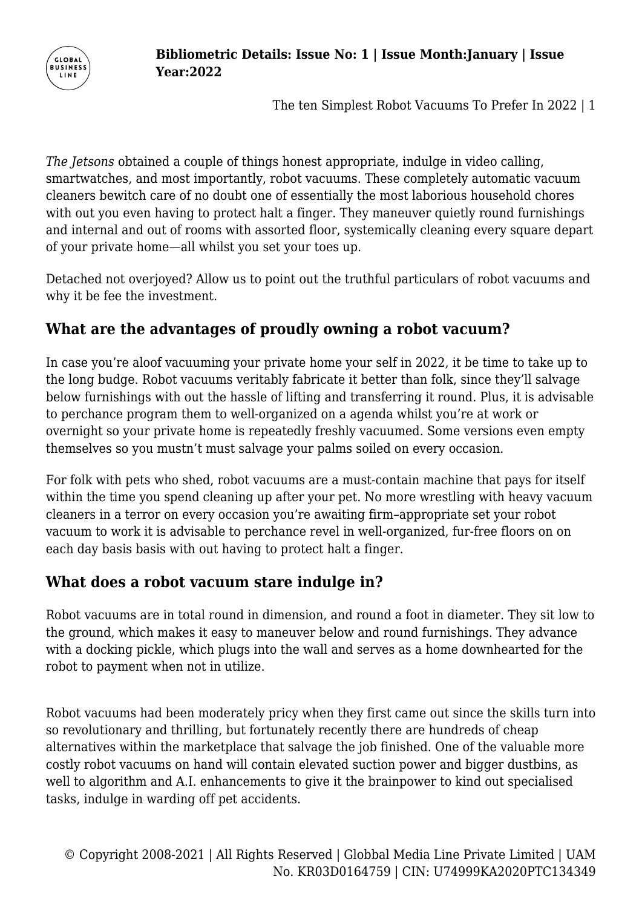*The Jetsons* obtained a couple of things honest appropriate, indulge in video calling, smartwatches, and most importantly, robot vacuums. These completely automatic vacuum cleaners bewitch care of no doubt one of essentially the most laborious household chores with out you even having to protect halt a finger. They maneuver quietly round furnishings and internal and out of rooms with assorted floor, systemically cleaning every square depart of your private home—all whilst you set your toes up.

Detached not overjoyed? Allow us to point out the truthful particulars of robot vacuums and why it be fee the investment.

## What are the advantages of proudly owning a robot vacuum?

In case you're aloof vacuuming your private home your self in 2022, it be time to take up to the long budge. Robot vacuums veritably fabricate it better than folk, since they'll salvage below furnishings with out the hassle of lifting and transferring it round. Plus, it is advisable to perchance program them to well-organized on a agenda whilst you're at work or overnight so your private home is repeatedly freshly vacuumed. Some versions even empty themselves so you mustn't must salvage your palms soiled on every occasion.

For folk with pets who shed, robot vacuums are a must-contain machine that pays for itself within the time you spend cleaning up after your pet. No more wrestling with heavy vacuum cleaners in a terror on every occasion you're awaiting firm–appropriate set your robot vacuum to work it is advisable to perchance revel in well-organized, fur-free floors on on each day basis basis with out having to protect halt a finger.

## What does a robot vacuum stare indulge in?

Robot vacuums are in total round in dimension, and round a foot in diameter. They sit low to the ground, which makes it easy to maneuver below and round furnishings. They advance with a docking pickle, which plugs into the wall and serves as a home downhearted for the robot to payment when not in utilize.

Robot vacuums had been moderately pricy when they first came out since the skills turn into so revolutionary and thrilling, but fortunately recently there are hundreds of cheap alternatives within the marketplace that salvage the job finished. One of the valuable more costly robot vacuums on hand will contain elevated suction power and bigger dustbins, as well to algorithm and A.I. enhancements to give it the brainpower to kind out specialised tasks, indulge in warding off pet accidents.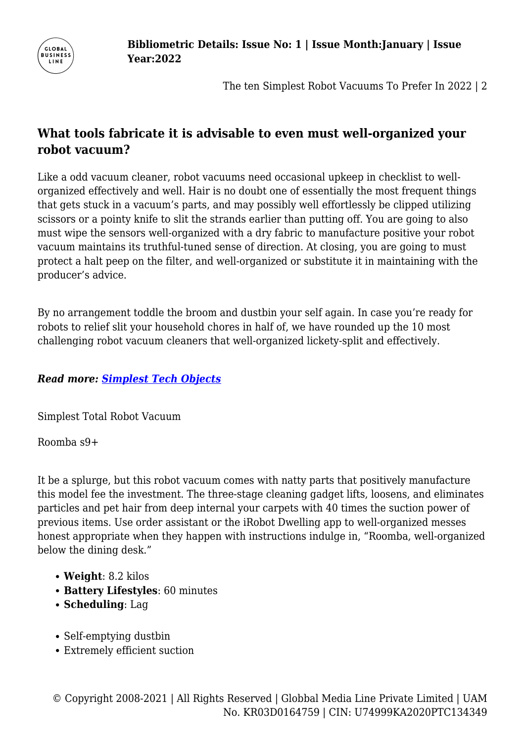## What tools fabricate it is advisable to even must well-organized your robot vacuum?

Like a odd vacuum cleaner, robot vacuums need occasional upkeep in checklist to well-organized effectively and well. Hair is no doubt one of essentially the most frequent things that gets stuck in a vacuum's parts, and may possibly well effortlessly be clipped utilizing scissors or a pointy knife to slit the strands earlier than putting off. You are going to also must wipe the sensors well-organized with a dry fabric to manufacture positive your robot vacuum maintains its truthful-tuned sense of direction. At closing, you are going to must protect a halt peep on the filter, and well-organized or substitute it in maintaining with the producer's advice.

By no arrangement toddle the broom and dustbin your self again. In case you're ready for robots to relief slit your household chores in half of, we have rounded up the 10 most challenging robot vacuum cleaners that well-organized lickety-split and effectively.

***Read more: [Simplest Tech Objects]()***

Simplest Total Robot Vacuum

Roomba s9+

It be a splurge, but this robot vacuum comes with natty parts that positively manufacture this model fee the investment. The three-stage cleaning gadget lifts, loosens, and eliminates particles and pet hair from deep internal your carpets with 40 times the suction power of previous items. Use order assistant or the iRobot Dwelling app to well-organized messes honest appropriate when they happen with instructions indulge in, "Roomba, well-organized below the dining desk."

- **Weight**: 8.2 kilos
- **Battery Lifestyles**: 60 minutes
- **Scheduling**: Lag

- Self-emptying dustbin
- Extremely efficient suction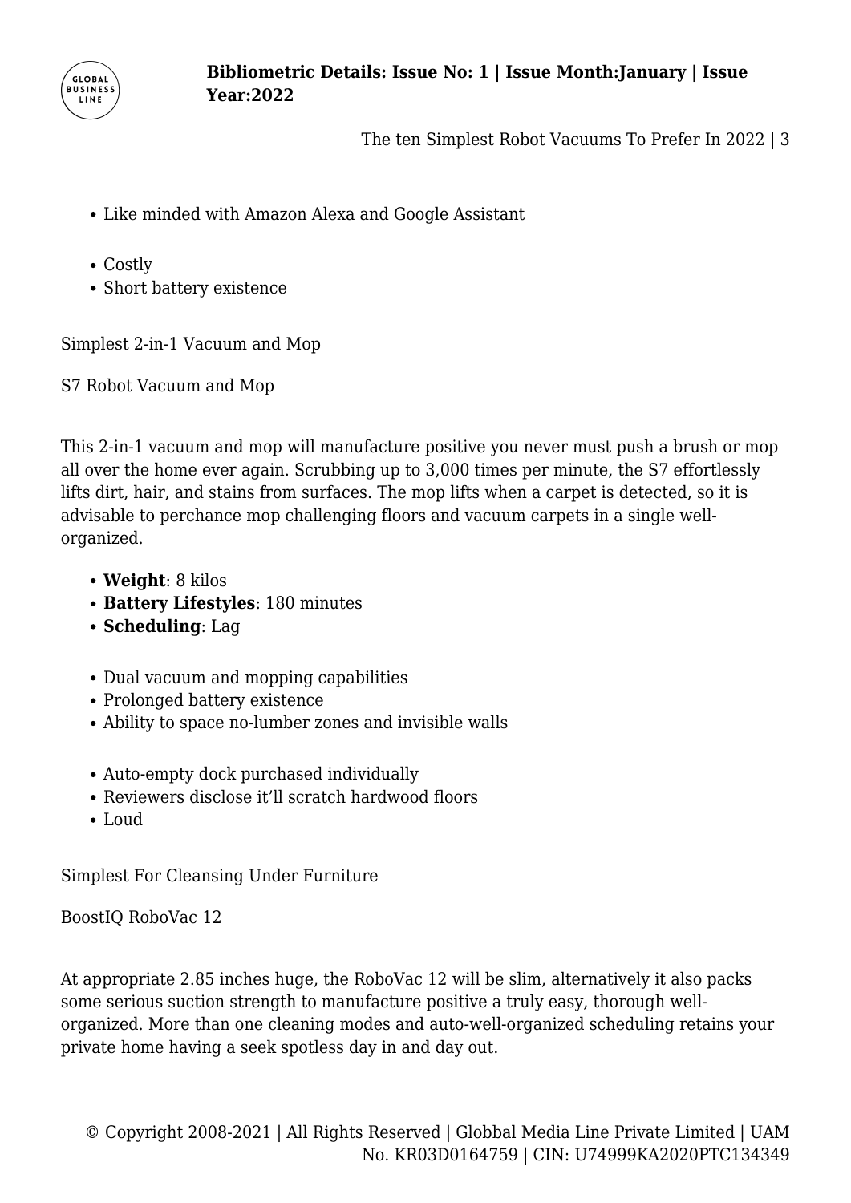- Like minded with Amazon Alexa and Google Assistant

- Costly
- Short battery existence

Simplest 2-in-1 Vacuum and Mop

S7 Robot Vacuum and Mop

This 2-in-1 vacuum and mop will manufacture positive you never must push a brush or mop all over the home ever again. Scrubbing up to 3,000 times per minute, the S7 effortlessly lifts dirt, hair, and stains from surfaces. The mop lifts when a carpet is detected, so it is advisable to perchance mop challenging floors and vacuum carpets in a single well-organized.

- **Weight**: 8 kilos
- **Battery Lifestyles**: 180 minutes
- **Scheduling**: Lag

- Dual vacuum and mopping capabilities
- Prolonged battery existence
- Ability to space no-lumber zones and invisible walls

- Auto-empty dock purchased individually
- Reviewers disclose it'll scratch hardwood floors
- Loud

Simplest For Cleansing Under Furniture

BoostIQ RoboVac 12

At appropriate 2.85 inches huge, the RoboVac 12 will be slim, alternatively it also packs some serious suction strength to manufacture positive a truly easy, thorough well-organized. More than one cleaning modes and auto-well-organized scheduling retains your private home having a seek spotless day in and day out.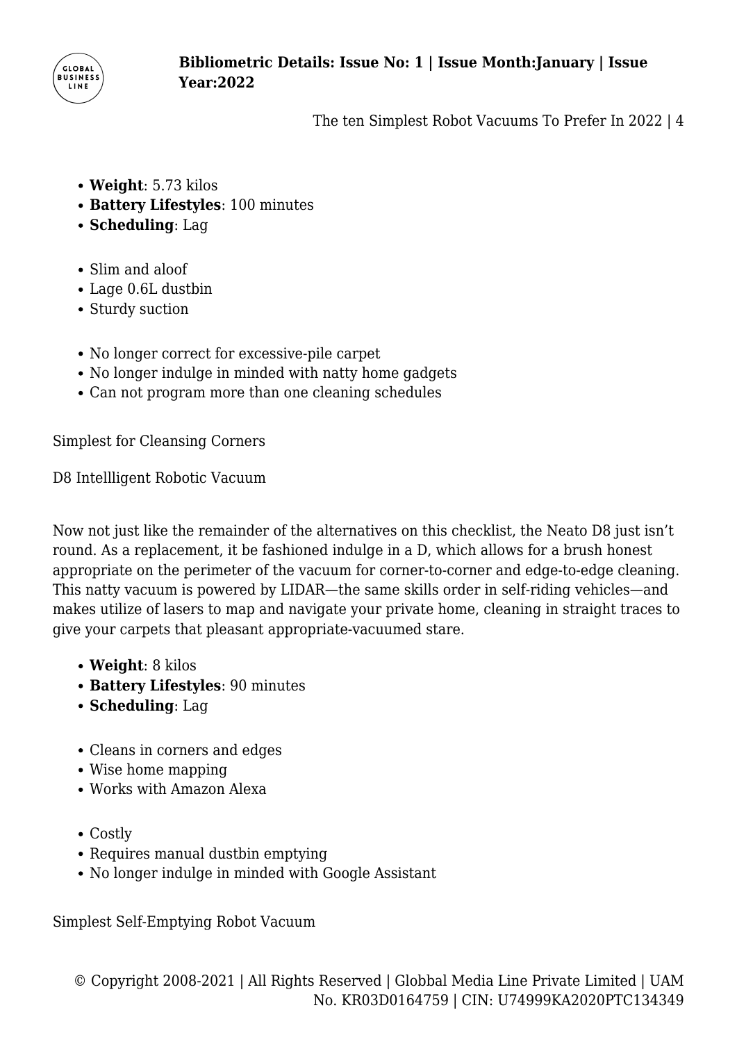- **Weight**: 5.73 kilos
- **Battery Lifestyles**: 100 minutes
- **Scheduling**: Lag

- Slim and aloof
- Lage 0.6L dustbin
- Sturdy suction

- No longer correct for excessive-pile carpet
- No longer indulge in minded with natty home gadgets
- Can not program more than one cleaning schedules

Simplest for Cleansing Corners

D8 Intellligent Robotic Vacuum

Now not just like the remainder of the alternatives on this checklist, the Neato D8 just isn't round. As a replacement, it be fashioned indulge in a D, which allows for a brush honest appropriate on the perimeter of the vacuum for corner-to-corner and edge-to-edge cleaning. This natty vacuum is powered by LIDAR—the same skills order in self-riding vehicles—and makes utilize of lasers to map and navigate your private home, cleaning in straight traces to give your carpets that pleasant appropriate-vacuumed stare.

- **Weight**: 8 kilos
- **Battery Lifestyles**: 90 minutes
- **Scheduling**: Lag

- Cleans in corners and edges
- Wise home mapping
- Works with Amazon Alexa

- Costly
- Requires manual dustbin emptying
- No longer indulge in minded with Google Assistant

Simplest Self-Emptying Robot Vacuum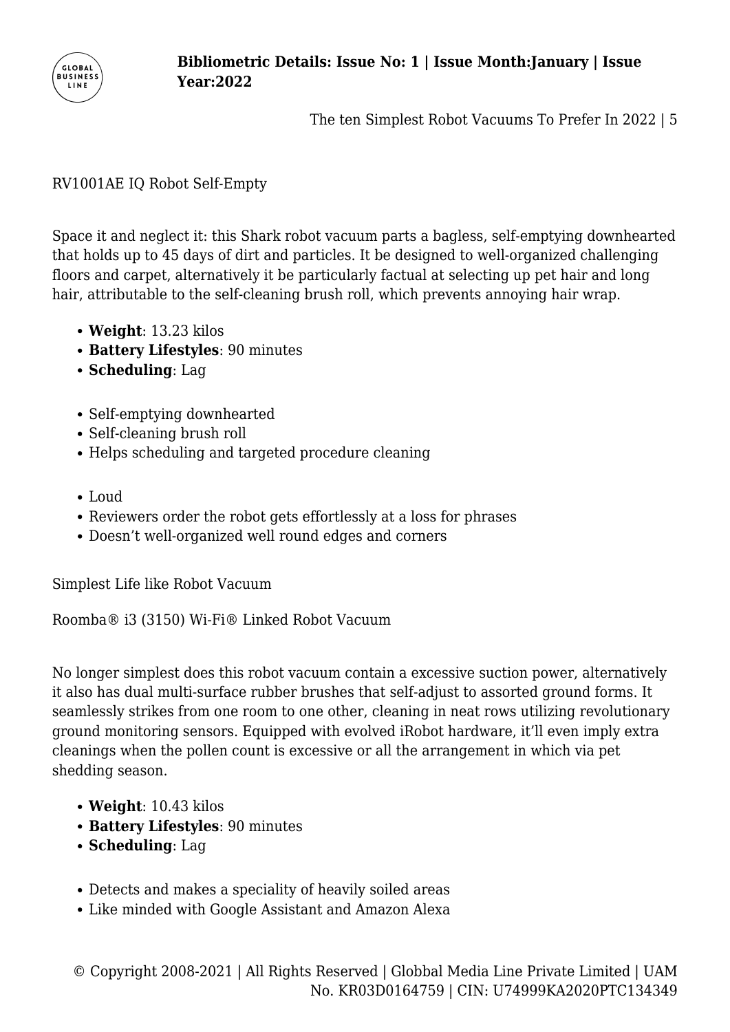RV1001AE IQ Robot Self-Empty

Space it and neglect it: this Shark robot vacuum parts a bagless, self-emptying downhearted that holds up to 45 days of dirt and particles. It be designed to well-organized challenging floors and carpet, alternatively it be particularly factual at selecting up pet hair and long hair, attributable to the self-cleaning brush roll, which prevents annoying hair wrap.

- **Weight**: 13.23 kilos
- **Battery Lifestyles**: 90 minutes
- **Scheduling**: Lag

- Self-emptying downhearted
- Self-cleaning brush roll
- Helps scheduling and targeted procedure cleaning

- Loud
- Reviewers order the robot gets effortlessly at a loss for phrases
- Doesn't well-organized well round edges and corners

Simplest Life like Robot Vacuum

Roomba® i3 (3150) Wi-Fi® Linked Robot Vacuum

No longer simplest does this robot vacuum contain a excessive suction power, alternatively it also has dual multi-surface rubber brushes that self-adjust to assorted ground forms. It seamlessly strikes from one room to one other, cleaning in neat rows utilizing revolutionary ground monitoring sensors. Equipped with evolved iRobot hardware, it'll even imply extra cleanings when the pollen count is excessive or all the arrangement in which via pet shedding season.

- **Weight**: 10.43 kilos
- **Battery Lifestyles**: 90 minutes
- **Scheduling**: Lag

- Detects and makes a speciality of heavily soiled areas
- Like minded with Google Assistant and Amazon Alexa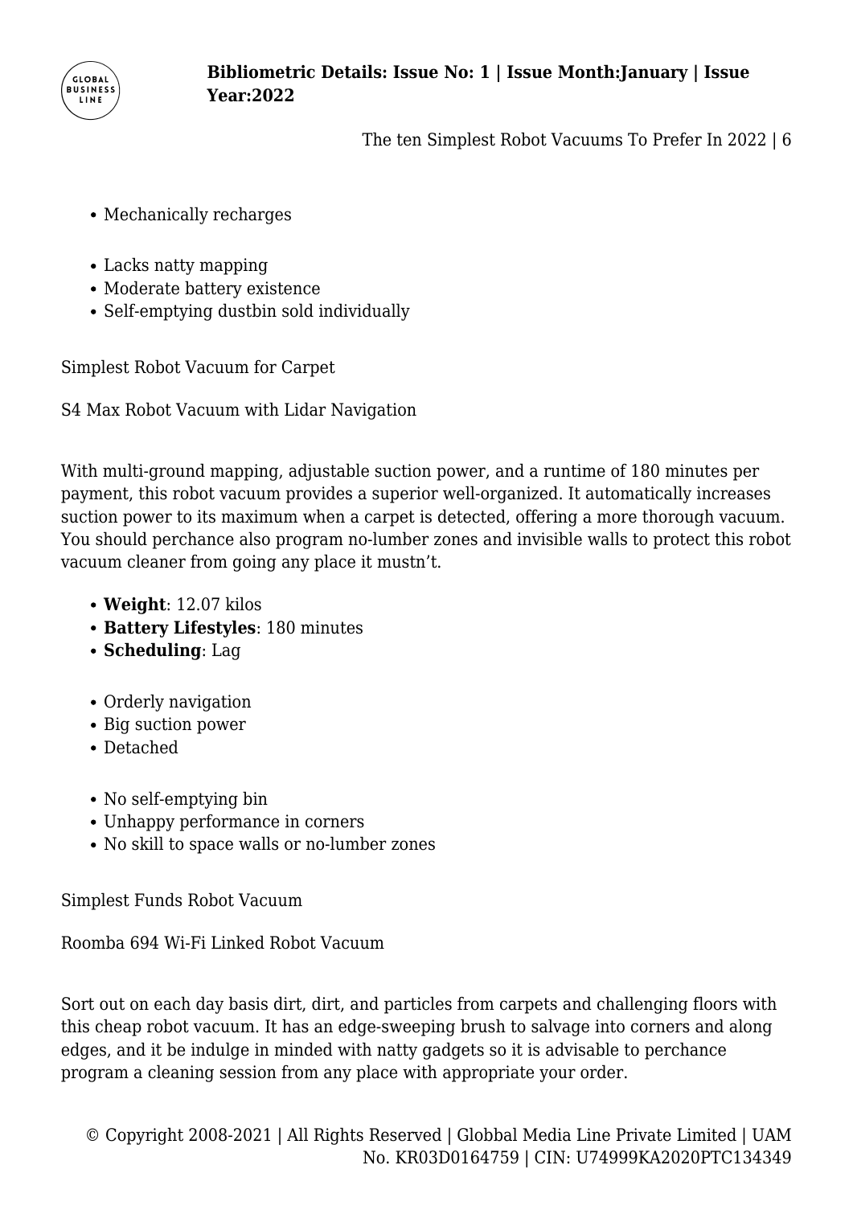- Mechanically recharges

- Lacks natty mapping
- Moderate battery existence
- Self-emptying dustbin sold individually

Simplest Robot Vacuum for Carpet

S4 Max Robot Vacuum with Lidar Navigation

With multi-ground mapping, adjustable suction power, and a runtime of 180 minutes per payment, this robot vacuum provides a superior well-organized. It automatically increases suction power to its maximum when a carpet is detected, offering a more thorough vacuum. You should perchance also program no-lumber zones and invisible walls to protect this robot vacuum cleaner from going any place it mustn't.

- **Weight**: 12.07 kilos
- **Battery Lifestyles**: 180 minutes
- **Scheduling**: Lag

- Orderly navigation
- Big suction power
- Detached

- No self-emptying bin
- Unhappy performance in corners
- No skill to space walls or no-lumber zones

Simplest Funds Robot Vacuum

Roomba 694 Wi-Fi Linked Robot Vacuum

Sort out on each day basis dirt, dirt, and particles from carpets and challenging floors with this cheap robot vacuum. It has an edge-sweeping brush to salvage into corners and along edges, and it be indulge in minded with natty gadgets so it is advisable to perchance program a cleaning session from any place with appropriate your order.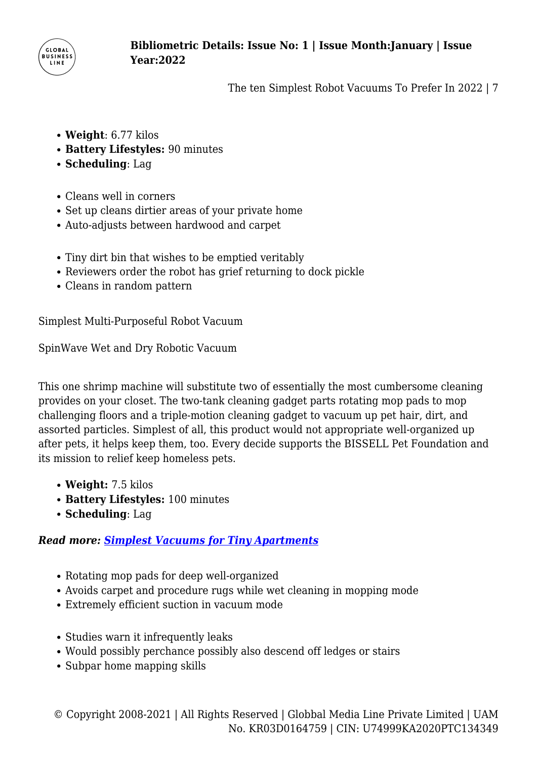- **Weight**: 6.77 kilos
- **Battery Lifestyles:** 90 minutes
- **Scheduling**: Lag

- Cleans well in corners
- Set up cleans dirtier areas of your private home
- Auto-adjusts between hardwood and carpet

- Tiny dirt bin that wishes to be emptied veritably
- Reviewers order the robot has grief returning to dock pickle
- Cleans in random pattern

Simplest Multi-Purposeful Robot Vacuum

SpinWave Wet and Dry Robotic Vacuum

This one shrimp machine will substitute two of essentially the most cumbersome cleaning provides on your closet. The two-tank cleaning gadget parts rotating mop pads to mop challenging floors and a triple-motion cleaning gadget to vacuum up pet hair, dirt, and assorted particles. Simplest of all, this product would not appropriate well-organized up after pets, it helps keep them, too. Every decide supports the BISSELL Pet Foundation and its mission to relief keep homeless pets.

- **Weight:** 7.5 kilos
- **Battery Lifestyles:** 100 minutes
- **Scheduling**: Lag

***Read more: [Simplest Vacuums for Tiny Apartments]()***

- Rotating mop pads for deep well-organized
- Avoids carpet and procedure rugs while wet cleaning in mopping mode
- Extremely efficient suction in vacuum mode

- Studies warn it infrequently leaks
- Would possibly perchance possibly also descend off ledges or stairs
- Subpar home mapping skills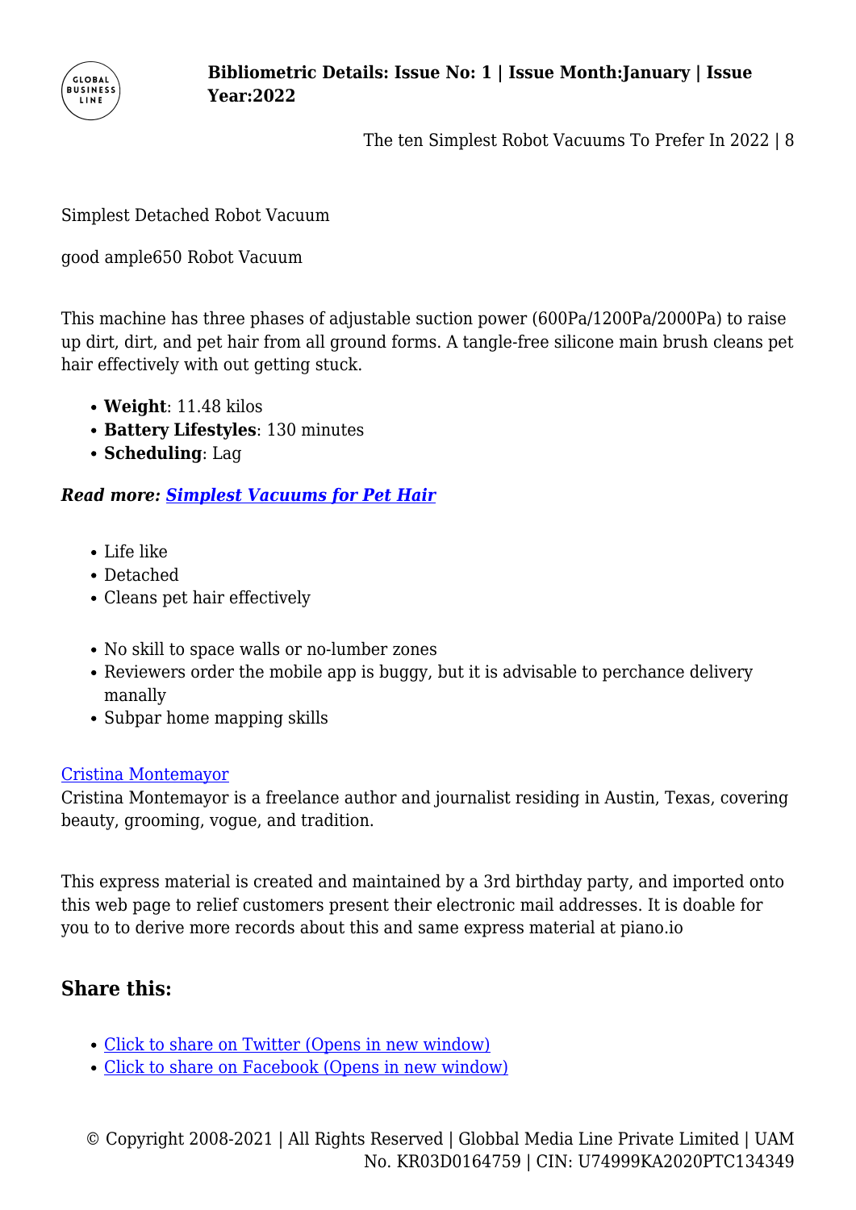Simplest Detached Robot Vacuum

good ample650 Robot Vacuum

This machine has three phases of adjustable suction power (600Pa/1200Pa/2000Pa) to raise up dirt, dirt, and pet hair from all ground forms. A tangle-free silicone main brush cleans pet hair effectively with out getting stuck.

- **Weight**: 11.48 kilos
- **Battery Lifestyles**: 130 minutes
- **Scheduling**: Lag

***Read more: [Simplest Vacuums for Pet Hair]()***

- Life like
- Detached
- Cleans pet hair effectively

- No skill to space walls or no-lumber zones
- Reviewers order the mobile app is buggy, but it is advisable to perchance delivery manally
- Subpar home mapping skills

[Cristina Montemayor]()
Cristina Montemayor is a freelance author and journalist residing in Austin, Texas, covering beauty, grooming, vogue, and tradition.

This express material is created and maintained by a 3rd birthday party, and imported onto this web page to relief customers present their electronic mail addresses. It is doable for you to to derive more records about this and same express material at piano.io

## Share this:

- [Click to share on Twitter (Opens in new window)]()
- [Click to share on Facebook (Opens in new window)]()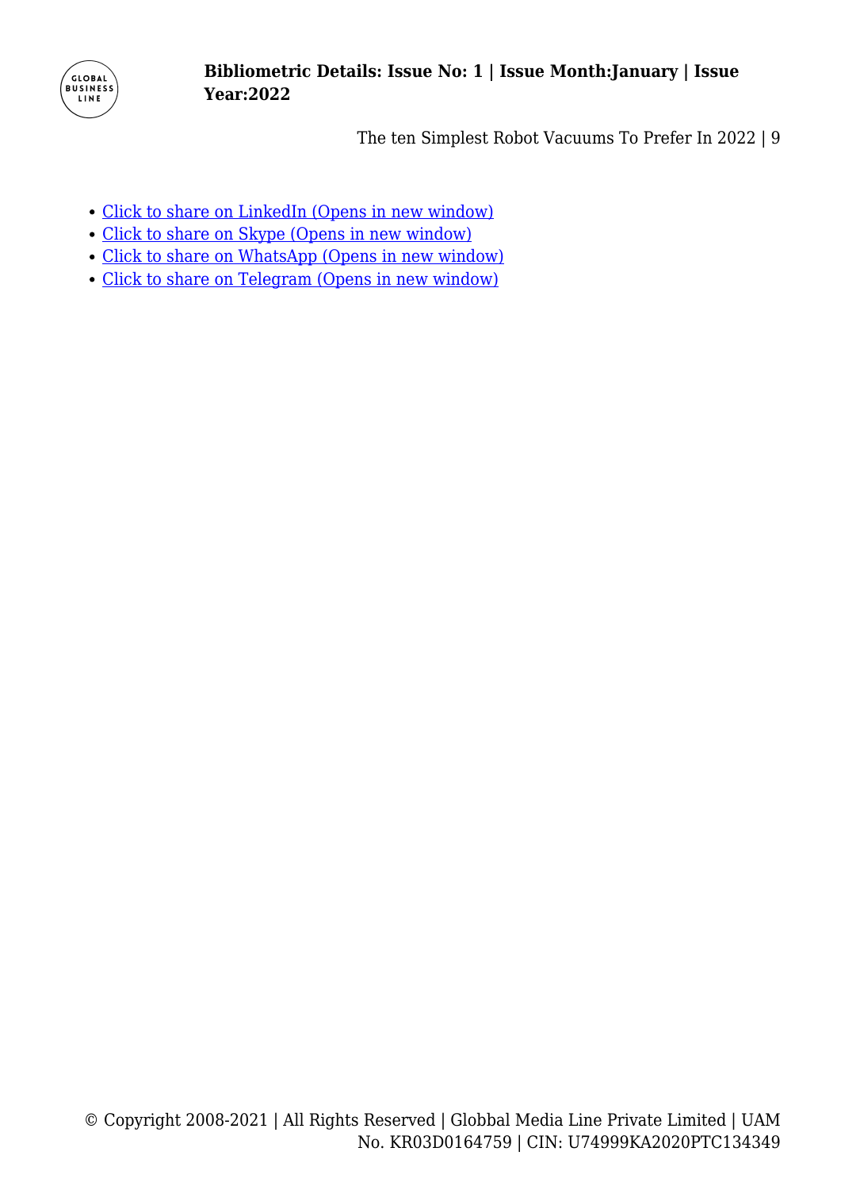- Click to share on LinkedIn (Opens in new window)
- Click to share on Skype (Opens in new window)
- Click to share on WhatsApp (Opens in new window)
- Click to share on Telegram (Opens in new window)